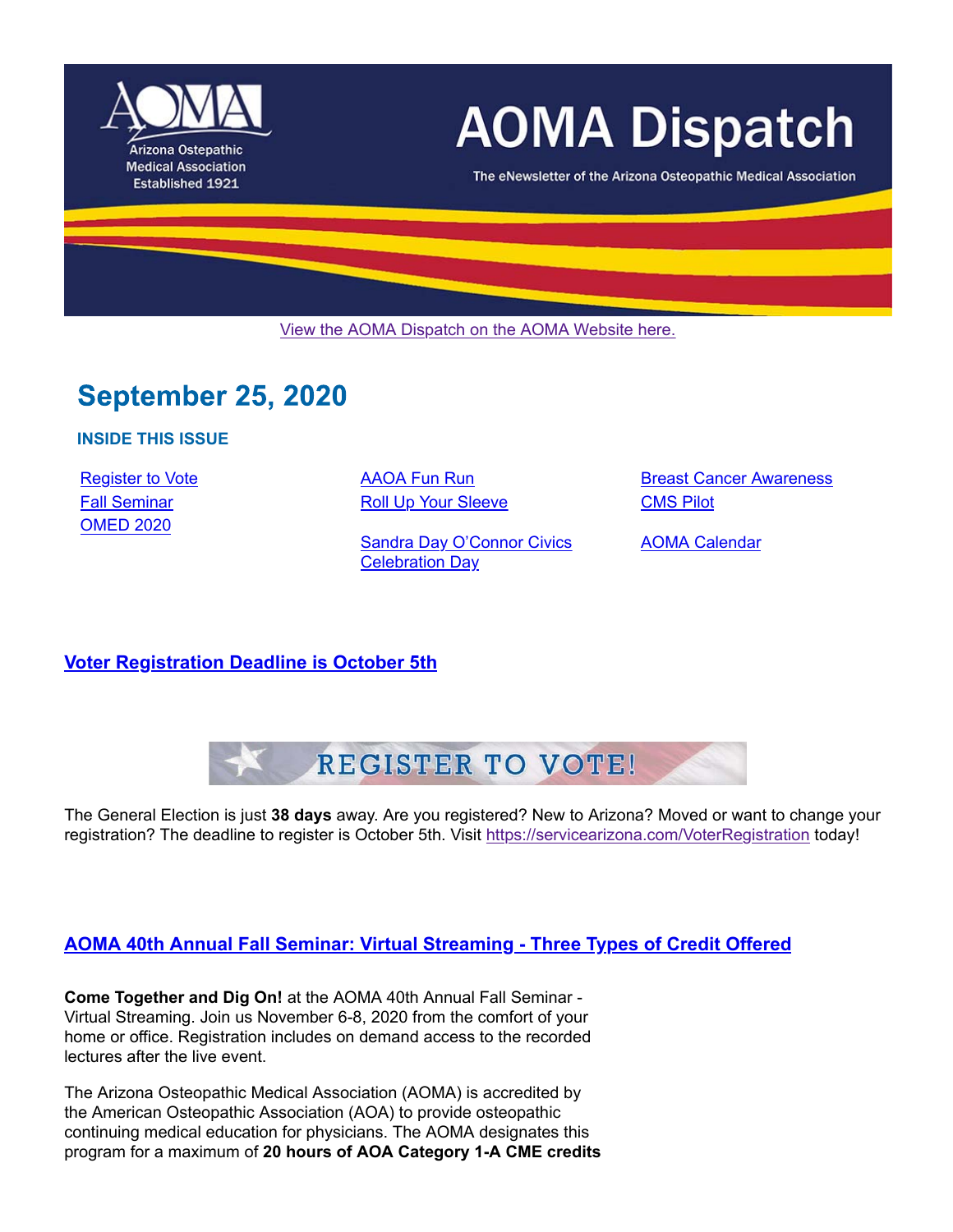# AOMA Dispatch

Arizona Osteopathic Medical Association
Established 1921

The eNewsletter of the Arizona Osteopathic Medical Association

View the AOMA Dispatch on the AOMA Website here.

## September 25, 2020

**INSIDE THIS ISSUE**

- Register to Vote
- Fall Seminar
- OMED 2020
- AAOA Fun Run
- Roll Up Your Sleeve
- Sandra Day O'Connor Civics Celebration Day
- Breast Cancer Awareness
- CMS Pilot
- AOMA Calendar

### Voter Registration Deadline is October 5th

REGISTER TO VOTE!

The General Election is just **38 days** away. Are you registered? New to Arizona? Moved or want to change your registration? The deadline to register is October 5th. Visit https://servicearizona.com/VoterRegistration today!

### AOMA 40th Annual Fall Seminar: Virtual Streaming - Three Types of Credit Offered

**Come Together and Dig On!** at the AOMA 40th Annual Fall Seminar - Virtual Streaming. Join us November 6-8, 2020 from the comfort of your home or office. Registration includes on demand access to the recorded lectures after the live event.

The Arizona Osteopathic Medical Association (AOMA) is accredited by the American Osteopathic Association (AOA) to provide osteopathic continuing medical education for physicians. The AOMA designates this program for a maximum of **20 hours of AOA Category 1-A CME credits**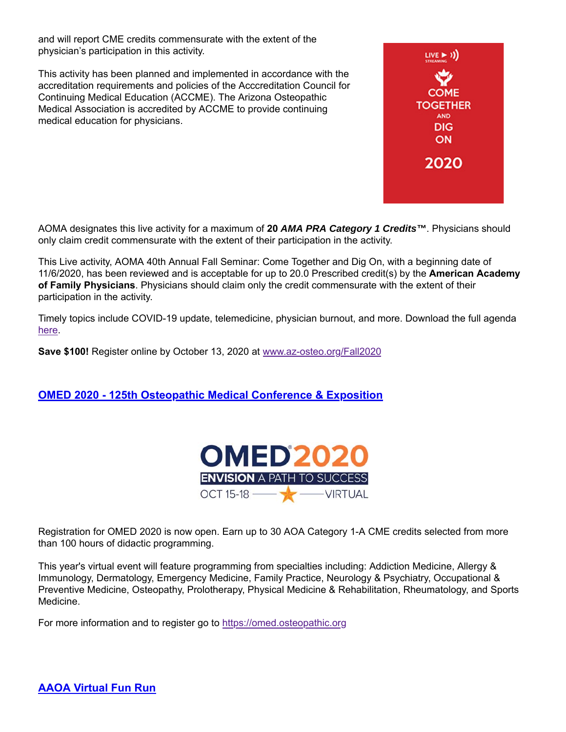and will report CME credits commensurate with the extent of the physician's participation in this activity.

This activity has been planned and implemented in accordance with the accreditation requirements and policies of the Acccreditation Council for Continuing Medical Education (ACCME). The Arizona Osteopathic Medical Association is accredited by ACCME to provide continuing medical education for physicians.

AOMA designates this live activity for a maximum of **20 *AMA PRA Category 1 Credits*™**. Physicians should only claim credit commensurate with the extent of their participation in the activity.

This Live activity, AOMA 40th Annual Fall Seminar: Come Together and Dig On, with a beginning date of 11/6/2020, has been reviewed and is acceptable for up to 20.0 Prescribed credit(s) by the **American Academy of Family Physicians**. Physicians should claim only the credit commensurate with the extent of their participation in the activity.

Timely topics include COVID-19 update, telemedicine, physician burnout, and more. Download the full agenda here.

**Save $100!** Register online by October 13, 2020 at www.az-osteo.org/Fall2020

## OMED 2020 - 125th Osteopathic Medical Conference & Exposition

Registration for OMED 2020 is now open. Earn up to 30 AOA Category 1-A CME credits selected from more than 100 hours of didactic programming.

This year's virtual event will feature programming from specialties including: Addiction Medicine, Allergy & Immunology, Dermatology, Emergency Medicine, Family Practice, Neurology & Psychiatry, Occupational & Preventive Medicine, Osteopathy, Prolotherapy, Physical Medicine & Rehabilitation, Rheumatology, and Sports Medicine.

For more information and to register go to https://omed.osteopathic.org

## AAOA Virtual Fun Run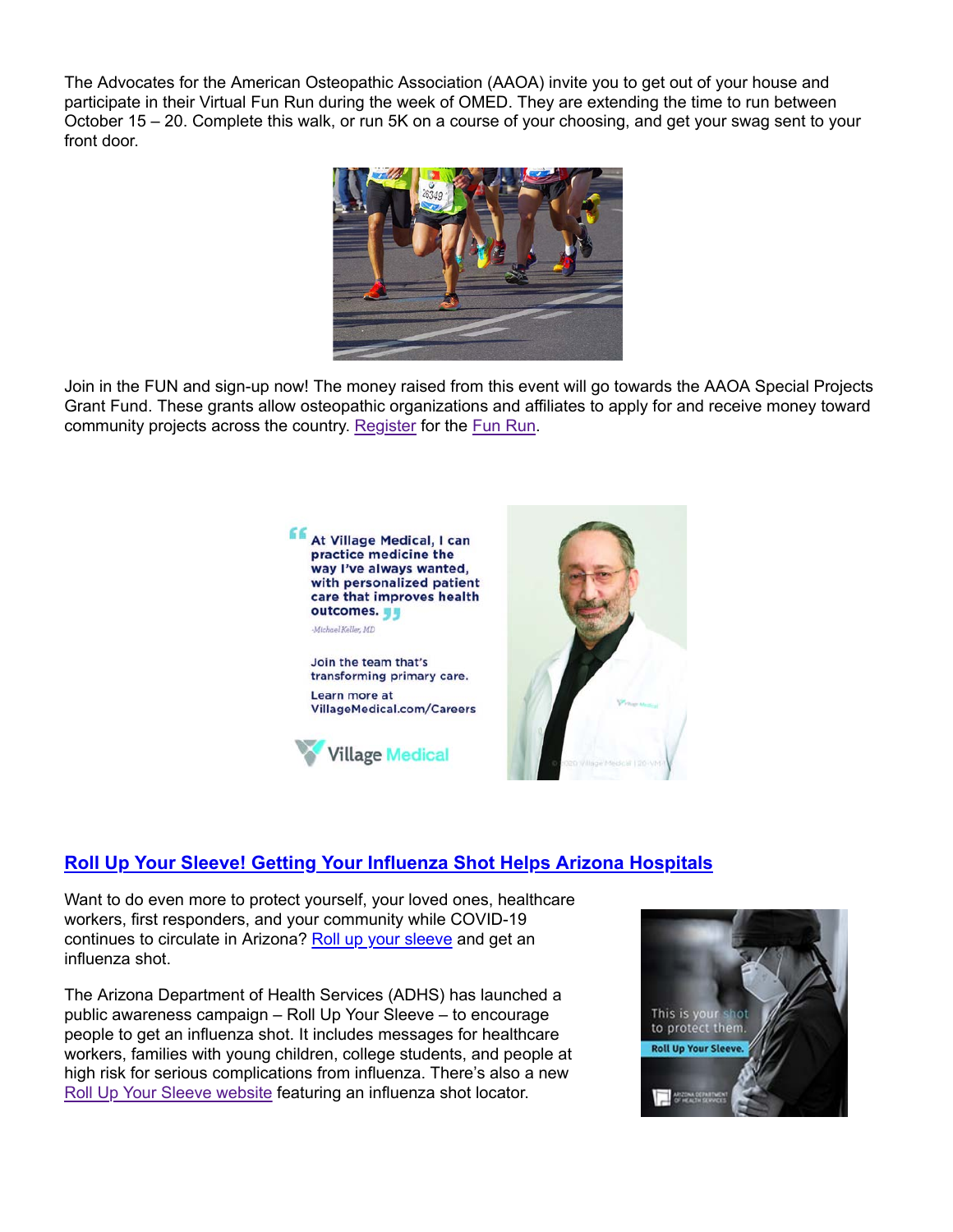The Advocates for the American Osteopathic Association (AAOA) invite you to get out of your house and participate in their Virtual Fun Run during the week of OMED. They are extending the time to run between October 15 – 20. Complete this walk, or run 5K on a course of your choosing, and get your swag sent to your front door.

Join in the FUN and sign-up now! The money raised from this event will go towards the AAOA Special Projects Grant Fund. These grants allow osteopathic organizations and affiliates to apply for and receive money toward community projects across the country. Register for the Fun Run.

"At Village Medical, I can practice medicine the way I've always wanted, with personalized patient care that improves health outcomes."

-Michael Keller, MD

Join the team that's transforming primary care.

Learn more at VillageMedical.com/Careers

Village Medical

## Roll Up Your Sleeve! Getting Your Influenza Shot Helps Arizona Hospitals

Want to do even more to protect yourself, your loved ones, healthcare workers, first responders, and your community while COVID-19 continues to circulate in Arizona? Roll up your sleeve and get an influenza shot.

The Arizona Department of Health Services (ADHS) has launched a public awareness campaign – Roll Up Your Sleeve – to encourage people to get an influenza shot. It includes messages for healthcare workers, families with young children, college students, and people at high risk for serious complications from influenza. There's also a new Roll Up Your Sleeve website featuring an influenza shot locator.

This is your shot to protect them.

Roll Up Your Sleeve.

Arizona Department of Health Services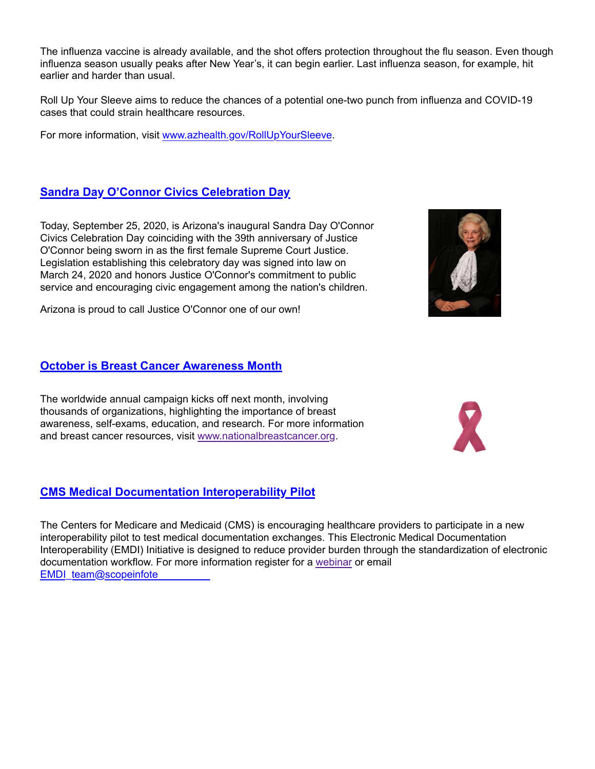The influenza vaccine is already available, and the shot offers protection throughout the flu season. Even though influenza season usually peaks after New Year's, it can begin earlier. Last influenza season, for example, hit earlier and harder than usual.

Roll Up Your Sleeve aims to reduce the chances of a potential one-two punch from influenza and COVID-19 cases that could strain healthcare resources.

For more information, visit www.azhealth.gov/RollUpYourSleeve.

## Sandra Day O'Connor Civics Celebration Day

Today, September 25, 2020, is Arizona's inaugural Sandra Day O'Connor Civics Celebration Day coinciding with the 39th anniversary of Justice O'Connor being sworn in as the first female Supreme Court Justice. Legislation establishing this celebratory day was signed into law on March 24, 2020 and honors Justice O'Connor's commitment to public service and encouraging civic engagement among the nation's children.

Arizona is proud to call Justice O'Connor one of our own!

## October is Breast Cancer Awareness Month

The worldwide annual campaign kicks off next month, involving thousands of organizations, highlighting the importance of breast awareness, self-exams, education, and research. For more information and breast cancer resources, visit www.nationalbreastcancer.org.

## CMS Medical Documentation Interoperability Pilot

The Centers for Medicare and Medicaid (CMS) is encouraging healthcare providers to participate in a new interoperability pilot to test medical documentation exchanges. This Electronic Medical Documentation Interoperability (EMDI) Initiative is designed to reduce provider burden through the standardization of electronic documentation workflow. For more information register for a webinar or email EMDI_team@scopeinfote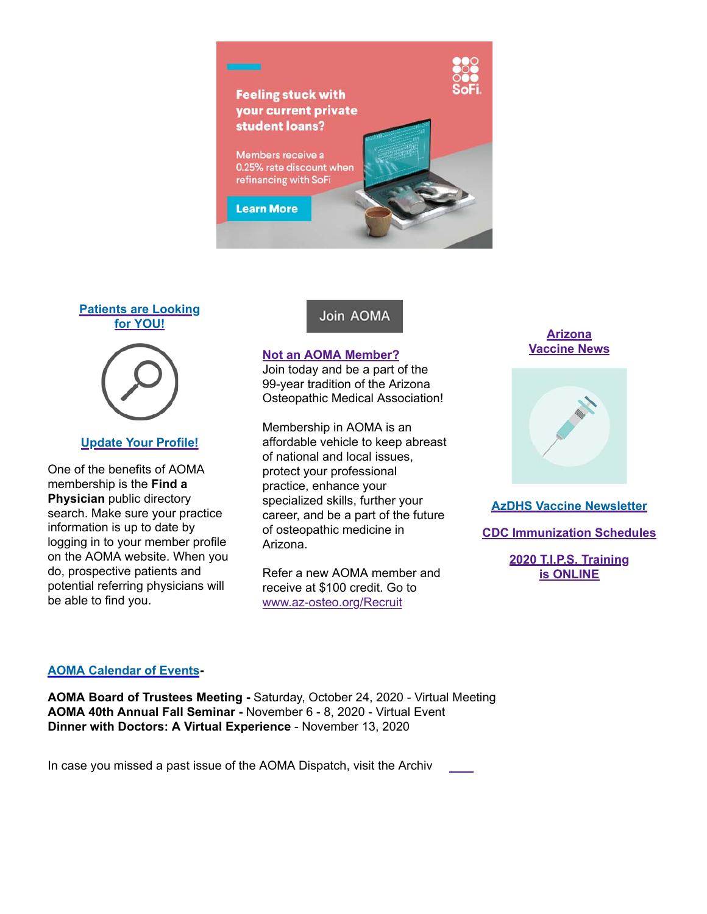Feeling stuck with your current private student loans?

Members receive a 0.25% rate discount when refinancing with SoFi

Learn More

**Patients are Looking for YOU!**

**Update Your Profile!**

One of the benefits of AOMA membership is the **Find a Physician** public directory search. Make sure your practice information is up to date by logging in to your member profile on the AOMA website. When you do, prospective patients and potential referring physicians will be able to find you.

Join AOMA

**Not an AOMA Member?**
Join today and be a part of the 99-year tradition of the Arizona Osteopathic Medical Association!

Membership in AOMA is an affordable vehicle to keep abreast of national and local issues, protect your professional practice, enhance your specialized skills, further your career, and be a part of the future of osteopathic medicine in Arizona.

Refer a new AOMA member and receive at $100 credit. Go to www.az-osteo.org/Recruit

**Arizona Vaccine News**

**AzDHS Vaccine Newsletter**

**CDC Immunization Schedules**

**2020 T.I.P.S. Training is ONLINE**

**AOMA Calendar of Events-**

**AOMA Board of Trustees Meeting -** Saturday, October 24, 2020 - Virtual Meeting
**AOMA 40th Annual Fall Seminar -** November 6 - 8, 2020 - Virtual Event
**Dinner with Doctors: A Virtual Experience** - November 13, 2020

In case you missed a past issue of the AOMA Dispatch, visit the Archiv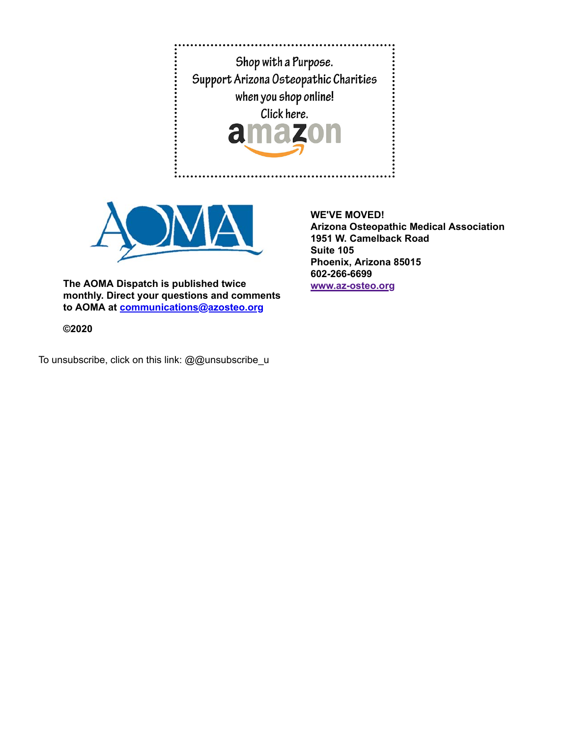Shop with a Purpose.
Support Arizona Osteopathic Charities
when you shop online!
Click here.
amazon

AOMA

**The AOMA Dispatch is published twice monthly. Direct your questions and comments to AOMA at communications@azosteo.org**

**©2020**

**WE'VE MOVED!**
**Arizona Osteopathic Medical Association**
**1951 W. Camelback Road**
**Suite 105**
**Phoenix, Arizona 85015**
**602-266-6699**
**www.az-osteo.org**

To unsubscribe, click on this link: @@unsubscribe_u